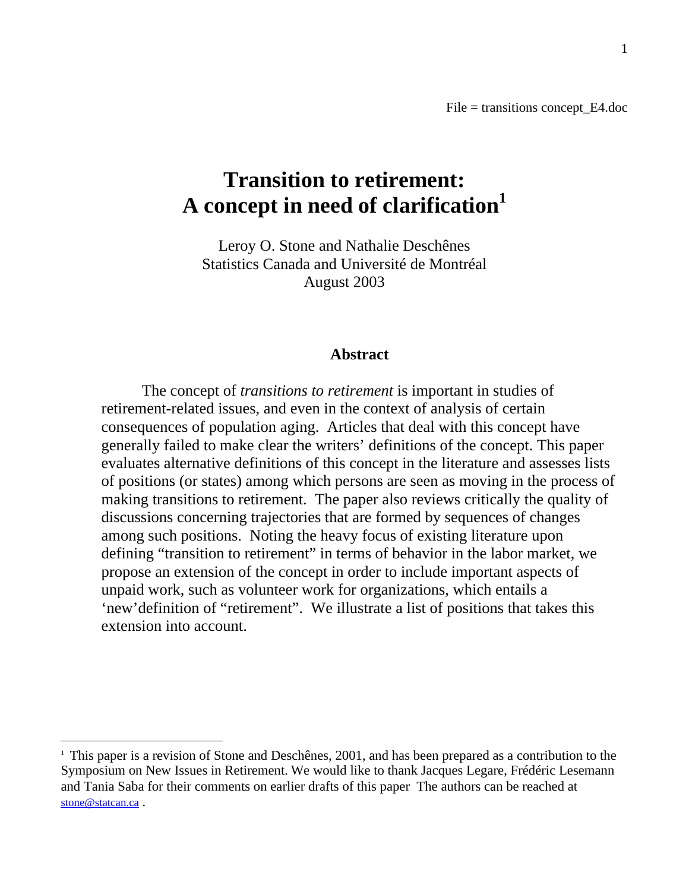File = transitions concept_E4.doc

# Transition to retirement: A concept in need of clarification[1]

Leroy O. Stone and Nathalie Deschênes
Statistics Canada and Université de Montréal
August 2003

## Abstract

The concept of *transitions to retirement* is important in studies of retirement-related issues, and even in the context of analysis of certain consequences of population aging. Articles that deal with this concept have generally failed to make clear the writers' definitions of the concept. This paper evaluates alternative definitions of this concept in the literature and assesses lists of positions (or states) among which persons are seen as moving in the process of making transitions to retirement. The paper also reviews critically the quality of discussions concerning trajectories that are formed by sequences of changes among such positions. Noting the heavy focus of existing literature upon defining "transition to retirement" in terms of behavior in the labor market, we propose an extension of the concept in order to include important aspects of unpaid work, such as volunteer work for organizations, which entails a 'new'definition of "retirement". We illustrate a list of positions that takes this extension into account.

---

[1] This paper is a revision of Stone and Deschênes, 2001, and has been prepared as a contribution to the Symposium on New Issues in Retirement. We would like to thank Jacques Legare, Frédéric Lesemann and Tania Saba for their comments on earlier drafts of this paper The authors can be reached at stone@statcan.ca .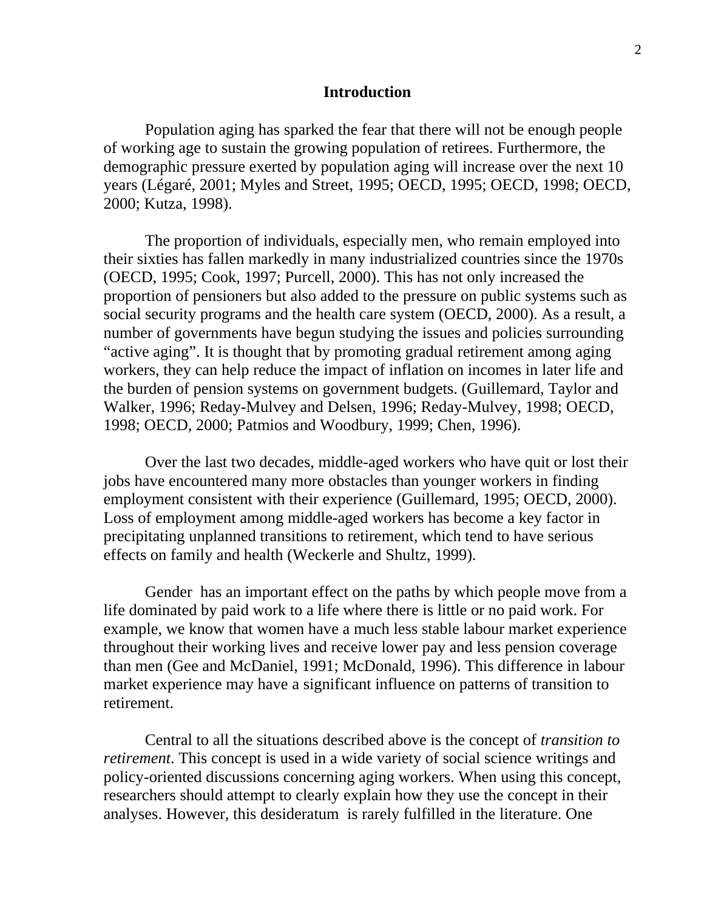# Introduction

Population aging has sparked the fear that there will not be enough people of working age to sustain the growing population of retirees. Furthermore, the demographic pressure exerted by population aging will increase over the next 10 years (Légaré, 2001; Myles and Street, 1995; OECD, 1995; OECD, 1998; OECD, 2000; Kutza, 1998).

The proportion of individuals, especially men, who remain employed into their sixties has fallen markedly in many industrialized countries since the 1970s (OECD, 1995; Cook, 1997; Purcell, 2000). This has not only increased the proportion of pensioners but also added to the pressure on public systems such as social security programs and the health care system (OECD, 2000). As a result, a number of governments have begun studying the issues and policies surrounding "active aging". It is thought that by promoting gradual retirement among aging workers, they can help reduce the impact of inflation on incomes in later life and the burden of pension systems on government budgets. (Guillemard, Taylor and Walker, 1996; Reday-Mulvey and Delsen, 1996; Reday-Mulvey, 1998; OECD, 1998; OECD, 2000; Patmios and Woodbury, 1999; Chen, 1996).

Over the last two decades, middle-aged workers who have quit or lost their jobs have encountered many more obstacles than younger workers in finding employment consistent with their experience (Guillemard, 1995; OECD, 2000). Loss of employment among middle-aged workers has become a key factor in precipitating unplanned transitions to retirement, which tend to have serious effects on family and health (Weckerle and Shultz, 1999).

Gender has an important effect on the paths by which people move from a life dominated by paid work to a life where there is little or no paid work. For example, we know that women have a much less stable labour market experience throughout their working lives and receive lower pay and less pension coverage than men (Gee and McDaniel, 1991; McDonald, 1996). This difference in labour market experience may have a significant influence on patterns of transition to retirement.

Central to all the situations described above is the concept of *transition to retirement*. This concept is used in a wide variety of social science writings and policy-oriented discussions concerning aging workers. When using this concept, researchers should attempt to clearly explain how they use the concept in their analyses. However, this desideratum is rarely fulfilled in the literature. One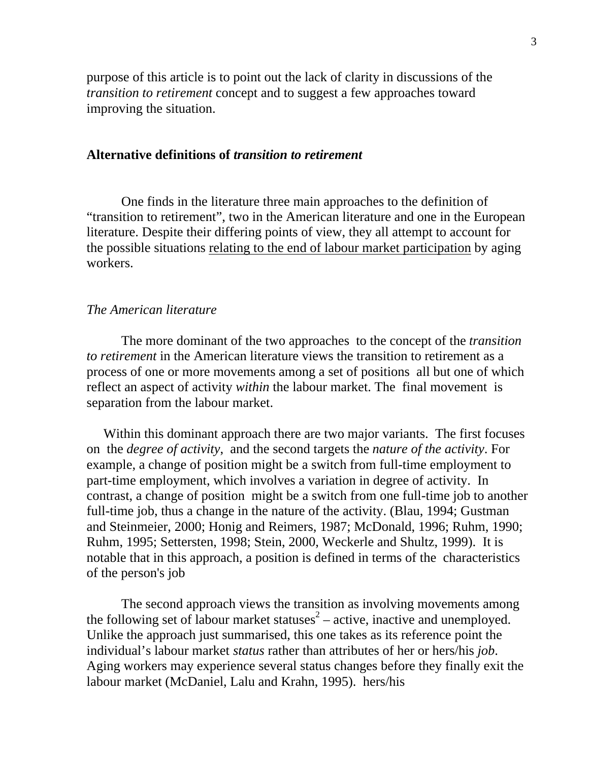purpose of this article is to point out the lack of clarity in discussions of the *transition to retirement* concept and to suggest a few approaches toward improving the situation.

## Alternative definitions of *transition to retirement*

One finds in the literature three main approaches to the definition of "transition to retirement", two in the American literature and one in the European literature. Despite their differing points of view, they all attempt to account for the possible situations <u>relating to the end of labour market participation</u> by aging workers.

### *The American literature*

The more dominant of the two approaches to the concept of the *transition to retirement* in the American literature views the transition to retirement as a process of one or more movements among a set of positions all but one of which reflect an aspect of activity *within* the labour market. The final movement is separation from the labour market.

Within this dominant approach there are two major variants. The first focuses on the *degree of activity*, and the second targets the *nature of the activity*. For example, a change of position might be a switch from full-time employment to part-time employment, which involves a variation in degree of activity. In contrast, a change of position might be a switch from one full-time job to another full-time job, thus a change in the nature of the activity. (Blau, 1994; Gustman and Steinmeier, 2000; Honig and Reimers, 1987; McDonald, 1996; Ruhm, 1990; Ruhm, 1995; Settersten, 1998; Stein, 2000, Weckerle and Shultz, 1999). It is notable that in this approach, a position is defined in terms of the characteristics of the person's job

The second approach views the transition as involving movements among the following set of labour market statuses[2] – active, inactive and unemployed. Unlike the approach just summarised, this one takes as its reference point the individual's labour market *status* rather than attributes of her or hers/his *job*. Aging workers may experience several status changes before they finally exit the labour market (McDaniel, Lalu and Krahn, 1995). hers/his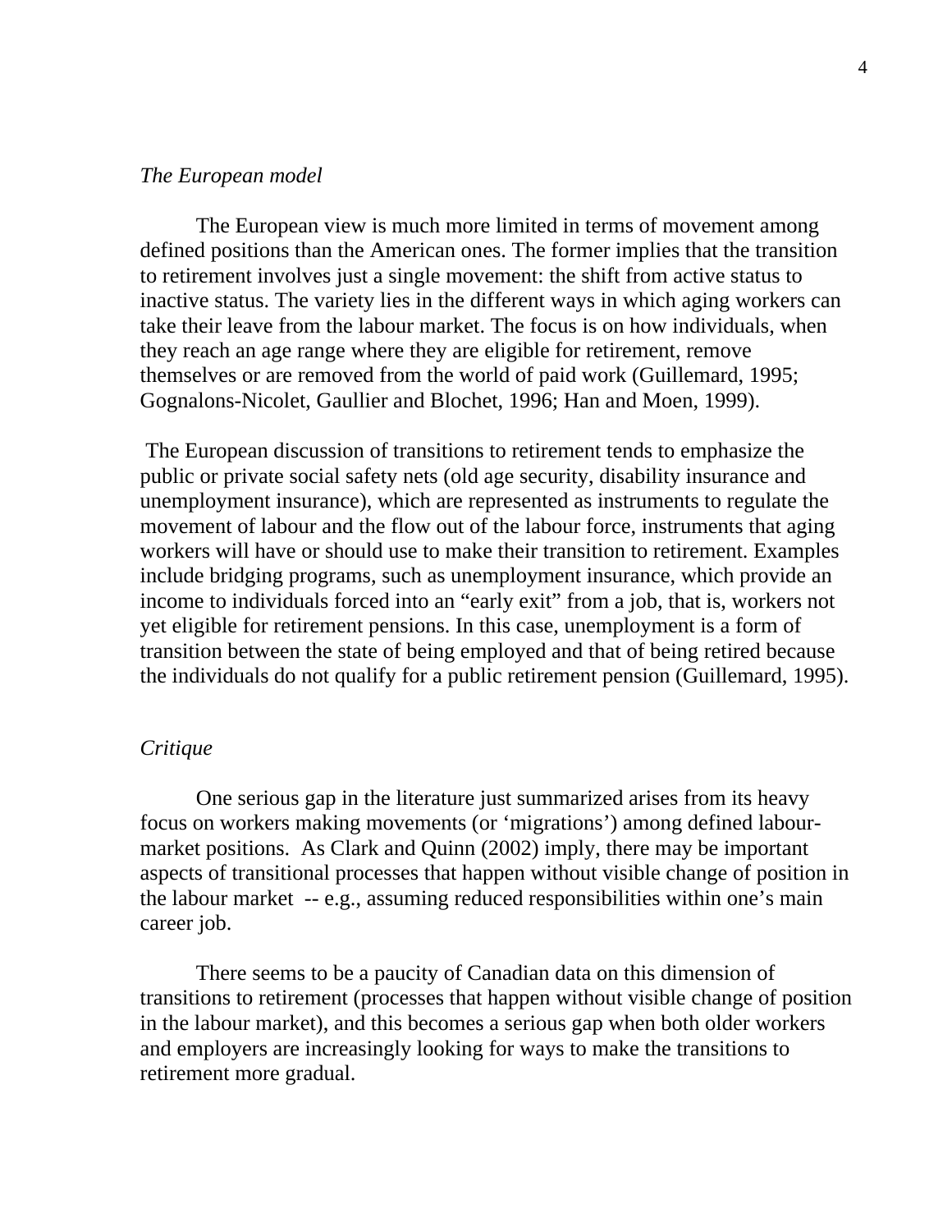*The European model*

The European view is much more limited in terms of movement among defined positions than the American ones. The former implies that the transition to retirement involves just a single movement: the shift from active status to inactive status. The variety lies in the different ways in which aging workers can take their leave from the labour market. The focus is on how individuals, when they reach an age range where they are eligible for retirement, remove themselves or are removed from the world of paid work (Guillemard, 1995; Gognalons-Nicolet, Gaullier and Blochet, 1996; Han and Moen, 1999).

The European discussion of transitions to retirement tends to emphasize the public or private social safety nets (old age security, disability insurance and unemployment insurance), which are represented as instruments to regulate the movement of labour and the flow out of the labour force, instruments that aging workers will have or should use to make their transition to retirement. Examples include bridging programs, such as unemployment insurance, which provide an income to individuals forced into an "early exit" from a job, that is, workers not yet eligible for retirement pensions. In this case, unemployment is a form of transition between the state of being employed and that of being retired because the individuals do not qualify for a public retirement pension (Guillemard, 1995).

*Critique*

One serious gap in the literature just summarized arises from its heavy focus on workers making movements (or 'migrations') among defined labour-market positions. As Clark and Quinn (2002) imply, there may be important aspects of transitional processes that happen without visible change of position in the labour market -- e.g., assuming reduced responsibilities within one's main career job.

There seems to be a paucity of Canadian data on this dimension of transitions to retirement (processes that happen without visible change of position in the labour market), and this becomes a serious gap when both older workers and employers are increasingly looking for ways to make the transitions to retirement more gradual.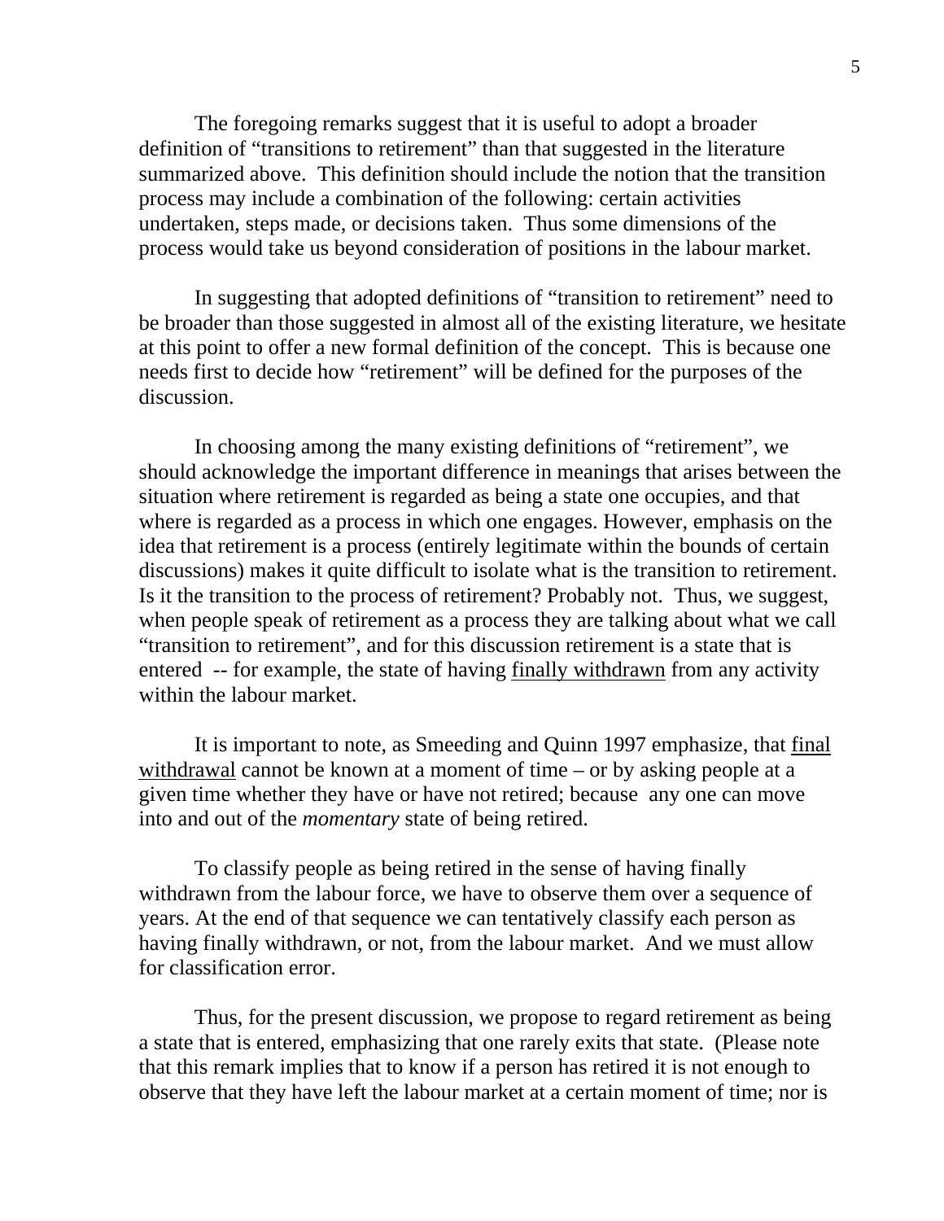The foregoing remarks suggest that it is useful to adopt a broader definition of "transitions to retirement" than that suggested in the literature summarized above. This definition should include the notion that the transition process may include a combination of the following: certain activities undertaken, steps made, or decisions taken. Thus some dimensions of the process would take us beyond consideration of positions in the labour market.

In suggesting that adopted definitions of "transition to retirement" need to be broader than those suggested in almost all of the existing literature, we hesitate at this point to offer a new formal definition of the concept. This is because one needs first to decide how "retirement" will be defined for the purposes of the discussion.

In choosing among the many existing definitions of "retirement", we should acknowledge the important difference in meanings that arises between the situation where retirement is regarded as being a state one occupies, and that where is regarded as a process in which one engages. However, emphasis on the idea that retirement is a process (entirely legitimate within the bounds of certain discussions) makes it quite difficult to isolate what is the transition to retirement. Is it the transition to the process of retirement? Probably not. Thus, we suggest, when people speak of retirement as a process they are talking about what we call "transition to retirement", and for this discussion retirement is a state that is entered -- for example, the state of having <u>finally withdrawn</u> from any activity within the labour market.

It is important to note, as Smeeding and Quinn 1997 emphasize, that <u>final withdrawal</u> cannot be known at a moment of time – or by asking people at a given time whether they have or have not retired; because any one can move into and out of the *momentary* state of being retired.

To classify people as being retired in the sense of having finally withdrawn from the labour force, we have to observe them over a sequence of years. At the end of that sequence we can tentatively classify each person as having finally withdrawn, or not, from the labour market. And we must allow for classification error.

Thus, for the present discussion, we propose to regard retirement as being a state that is entered, emphasizing that one rarely exits that state. (Please note that this remark implies that to know if a person has retired it is not enough to observe that they have left the labour market at a certain moment of time; nor is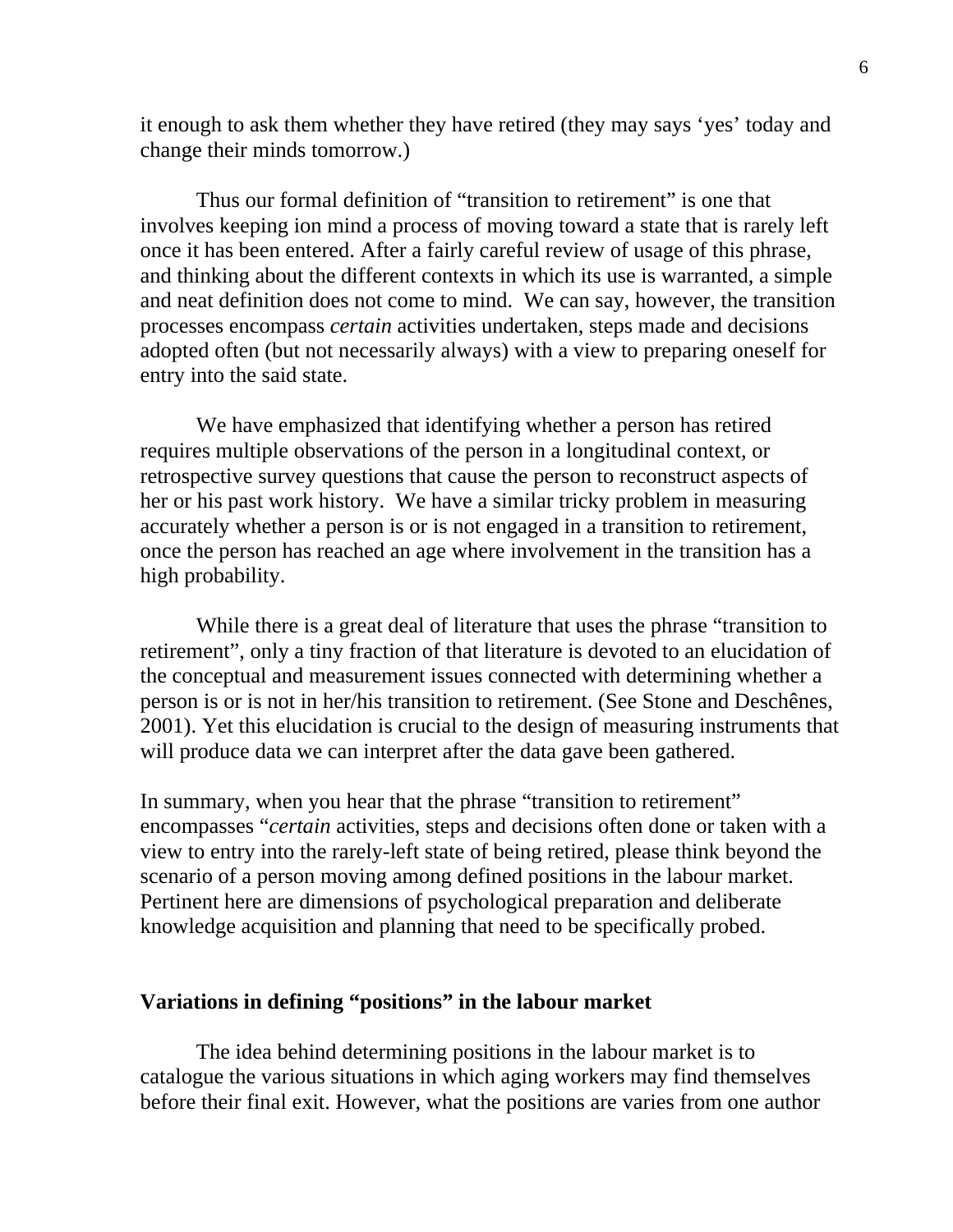it enough to ask them whether they have retired (they may says 'yes' today and change their minds tomorrow.)

Thus our formal definition of "transition to retirement" is one that involves keeping ion mind a process of moving toward a state that is rarely left once it has been entered. After a fairly careful review of usage of this phrase, and thinking about the different contexts in which its use is warranted, a simple and neat definition does not come to mind. We can say, however, the transition processes encompass *certain* activities undertaken, steps made and decisions adopted often (but not necessarily always) with a view to preparing oneself for entry into the said state.

We have emphasized that identifying whether a person has retired requires multiple observations of the person in a longitudinal context, or retrospective survey questions that cause the person to reconstruct aspects of her or his past work history. We have a similar tricky problem in measuring accurately whether a person is or is not engaged in a transition to retirement, once the person has reached an age where involvement in the transition has a high probability.

While there is a great deal of literature that uses the phrase "transition to retirement", only a tiny fraction of that literature is devoted to an elucidation of the conceptual and measurement issues connected with determining whether a person is or is not in her/his transition to retirement. (See Stone and Deschênes, 2001). Yet this elucidation is crucial to the design of measuring instruments that will produce data we can interpret after the data gave been gathered.

In summary, when you hear that the phrase "transition to retirement" encompasses "*certain* activities, steps and decisions often done or taken with a view to entry into the rarely-left state of being retired, please think beyond the scenario of a person moving among defined positions in the labour market. Pertinent here are dimensions of psychological preparation and deliberate knowledge acquisition and planning that need to be specifically probed.

## Variations in defining "positions" in the labour market

The idea behind determining positions in the labour market is to catalogue the various situations in which aging workers may find themselves before their final exit. However, what the positions are varies from one author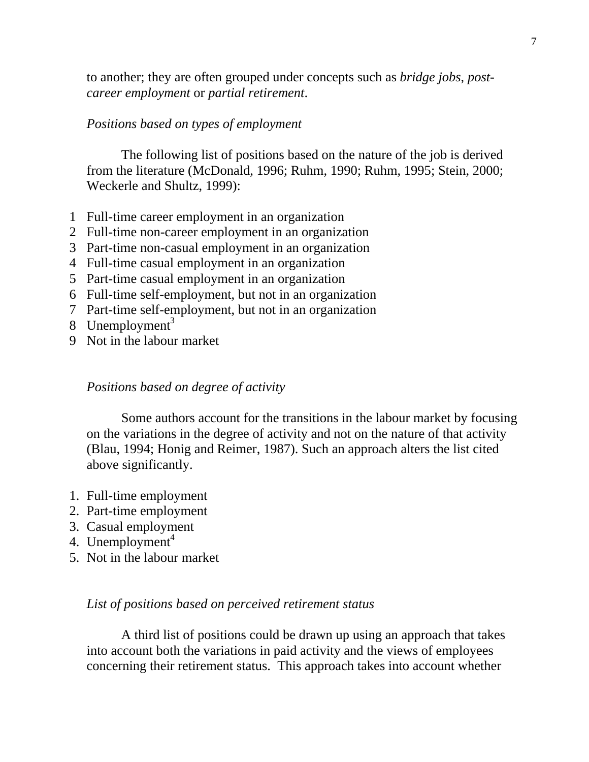to another; they are often grouped under concepts such as *bridge jobs*, *post-career employment* or *partial retirement*.

*Positions based on types of employment*

The following list of positions based on the nature of the job is derived from the literature (McDonald, 1996; Ruhm, 1990; Ruhm, 1995; Stein, 2000; Weckerle and Shultz, 1999):

1 Full-time career employment in an organization
2 Part-time non-career employment in an organization
3 Part-time non-casual employment in an organization
4 Full-time casual employment in an organization
5 Part-time casual employment in an organization
6 Full-time self-employment, but not in an organization
7 Part-time self-employment, but not in an organization
8 Unemployment[3]
9 Not in the labour market

*Positions based on degree of activity*

Some authors account for the transitions in the labour market by focusing on the variations in the degree of activity and not on the nature of that activity (Blau, 1994; Honig and Reimer, 1987). Such an approach alters the list cited above significantly.

1. Full-time employment
2. Part-time employment
3. Casual employment
4. Unemployment[4]
5. Not in the labour market

*List of positions based on perceived retirement status*

A third list of positions could be drawn up using an approach that takes into account both the variations in paid activity and the views of employees concerning their retirement status. This approach takes into account whether

to another; they are often grouped under concepts such as *bridge jobs*, *post-career employment* or *partial retirement*.

*Positions based on types of employment*

The following list of positions based on the nature of the job is derived from the literature (McDonald, 1996; Ruhm, 1990; Ruhm, 1995; Stein, 2000; Weckerle and Shultz, 1999):

1 Full-time career employment in an organization
2 Full-time non-career employment in an organization
3 Part-time non-casual employment in an organization
4 Full-time casual employment in an organization
5 Part-time casual employment in an organization
6 Full-time self-employment, but not in an organization
7 Part-time self-employment, but not in an organization
8 Unemployment[3]
9 Not in the labour market

*Positions based on degree of activity*

Some authors account for the transitions in the labour market by focusing on the variations in the degree of activity and not on the nature of that activity (Blau, 1994; Honig and Reimer, 1987). Such an approach alters the list cited above significantly.

1. Full-time employment
2. Part-time employment
3. Casual employment
4. Unemployment[4]
5. Not in the labour market

*List of positions based on perceived retirement status*

A third list of positions could be drawn up using an approach that takes into account both the variations in paid activity and the views of employees concerning their retirement status. This approach takes into account whether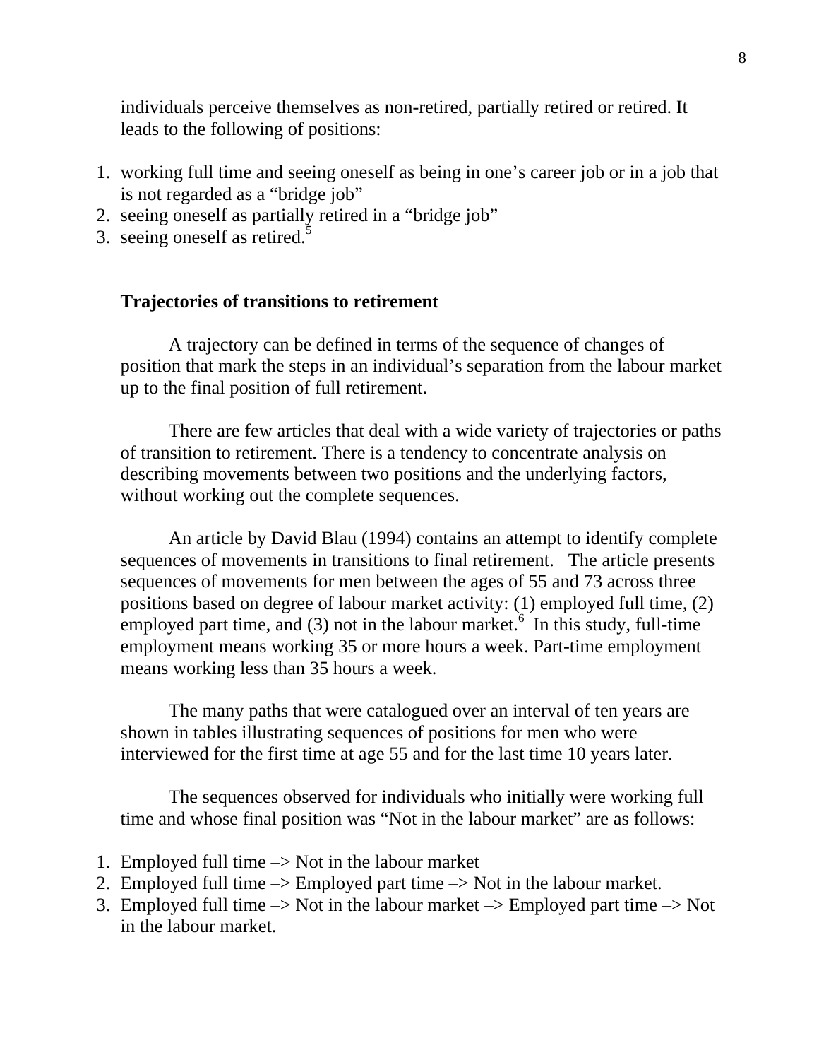individuals perceive themselves as non-retired, partially retired or retired. It leads to the following of positions:

1. working full time and seeing oneself as being in one's career job or in a job that is not regarded as a "bridge job"
2. seeing oneself as partially retired in a "bridge job"
3. seeing oneself as retired.[5]

### Trajectories of transitions to retirement

A trajectory can be defined in terms of the sequence of changes of position that mark the steps in an individual's separation from the labour market up to the final position of full retirement.

There are few articles that deal with a wide variety of trajectories or paths of transition to retirement. There is a tendency to concentrate analysis on describing movements between two positions and the underlying factors, without working out the complete sequences.

An article by David Blau (1994) contains an attempt to identify complete sequences of movements in transitions to final retirement. The article presents sequences of movements for men between the ages of 55 and 73 across three positions based on degree of labour market activity: (1) employed full time, (2) employed part time, and (3) not in the labour market.[6] In this study, full-time employment means working 35 or more hours a week. Part-time employment means working less than 35 hours a week.

The many paths that were catalogued over an interval of ten years are shown in tables illustrating sequences of positions for men who were interviewed for the first time at age 55 and for the last time 10 years later.

The sequences observed for individuals who initially were working full time and whose final position was "Not in the labour market" are as follows:

1. Employed full time –> Not in the labour market
2. Employed full time –> Employed part time –> Not in the labour market.
3. Employed full time –> Not in the labour market –> Employed part time –> Not in the labour market.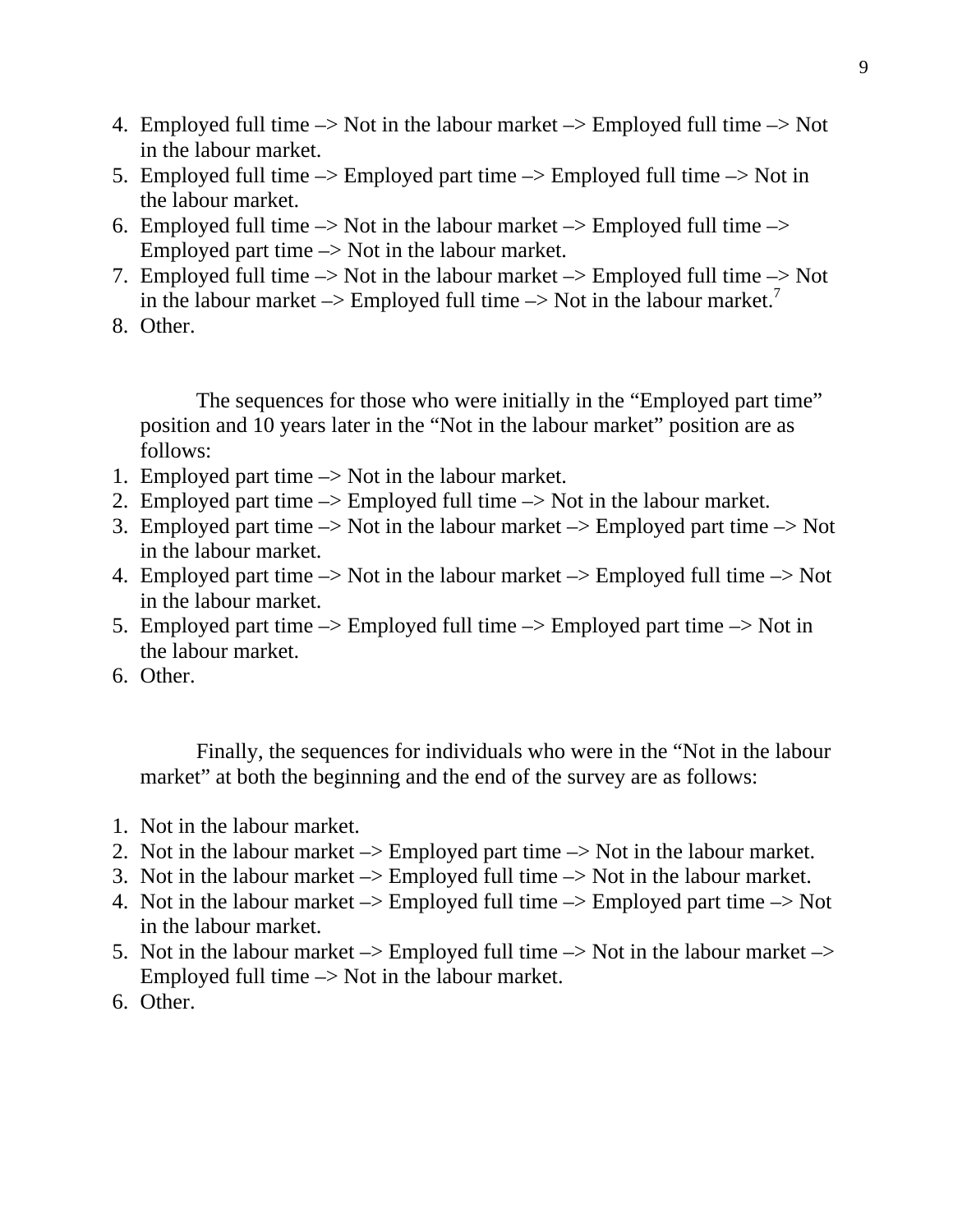4. Employed full time –> Not in the labour market –> Employed full time –> Not in the labour market.
5. Employed full time –> Employed part time –> Employed full time –> Not in the labour market.
6. Employed full time –> Not in the labour market –> Employed full time –> Employed part time –> Not in the labour market.
7. Employed full time –> Not in the labour market –> Employed full time –> Not in the labour market –> Employed full time –> Not in the labour market.[7]
8. Other.

The sequences for those who were initially in the "Employed part time" position and 10 years later in the "Not in the labour market" position are as follows:

1. Employed part time –> Not in the labour market.
2. Employed part time –> Employed full time –> Not in the labour market.
3. Employed part time –> Not in the labour market –> Employed part time –> Not in the labour market.
4. Employed part time –> Not in the labour market –> Employed full time –> Not in the labour market.
5. Employed part time –> Employed full time –> Employed part time –> Not in the labour market.
6. Other.

Finally, the sequences for individuals who were in the "Not in the labour market" at both the beginning and the end of the survey are as follows:

1. Not in the labour market.
2. Not in the labour market –> Employed part time –> Not in the labour market.
3. Not in the labour market –> Employed full time –> Not in the labour market.
4. Not in the labour market –> Employed full time –> Employed part time –> Not in the labour market.
5. Not in the labour market –> Employed full time –> Not in the labour market –> Employed full time –> Not in the labour market.
6. Other.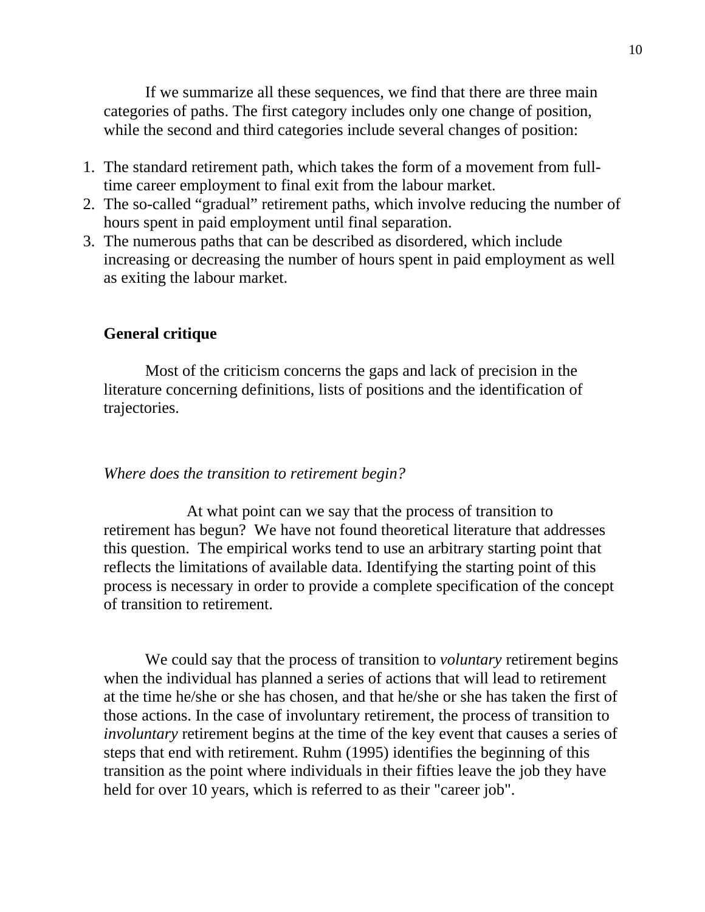If we summarize all these sequences, we find that there are three main categories of paths. The first category includes only one change of position, while the second and third categories include several changes of position:

1. The standard retirement path, which takes the form of a movement from full-time career employment to final exit from the labour market.
2. The so-called "gradual" retirement paths, which involve reducing the number of hours spent in paid employment until final separation.
3. The numerous paths that can be described as disordered, which include increasing or decreasing the number of hours spent in paid employment as well as exiting the labour market.

## General critique

Most of the criticism concerns the gaps and lack of precision in the literature concerning definitions, lists of positions and the identification of trajectories.

### *Where does the transition to retirement begin?*

At what point can we say that the process of transition to retirement has begun? We have not found theoretical literature that addresses this question. The empirical works tend to use an arbitrary starting point that reflects the limitations of available data. Identifying the starting point of this process is necessary in order to provide a complete specification of the concept of transition to retirement.

We could say that the process of transition to *voluntary* retirement begins when the individual has planned a series of actions that will lead to retirement at the time he/she or she has chosen, and that he/she or she has taken the first of those actions. In the case of involuntary retirement, the process of transition to *involuntary* retirement begins at the time of the key event that causes a series of steps that end with retirement. Ruhm (1995) identifies the beginning of this transition as the point where individuals in their fifties leave the job they have held for over 10 years, which is referred to as their "career job".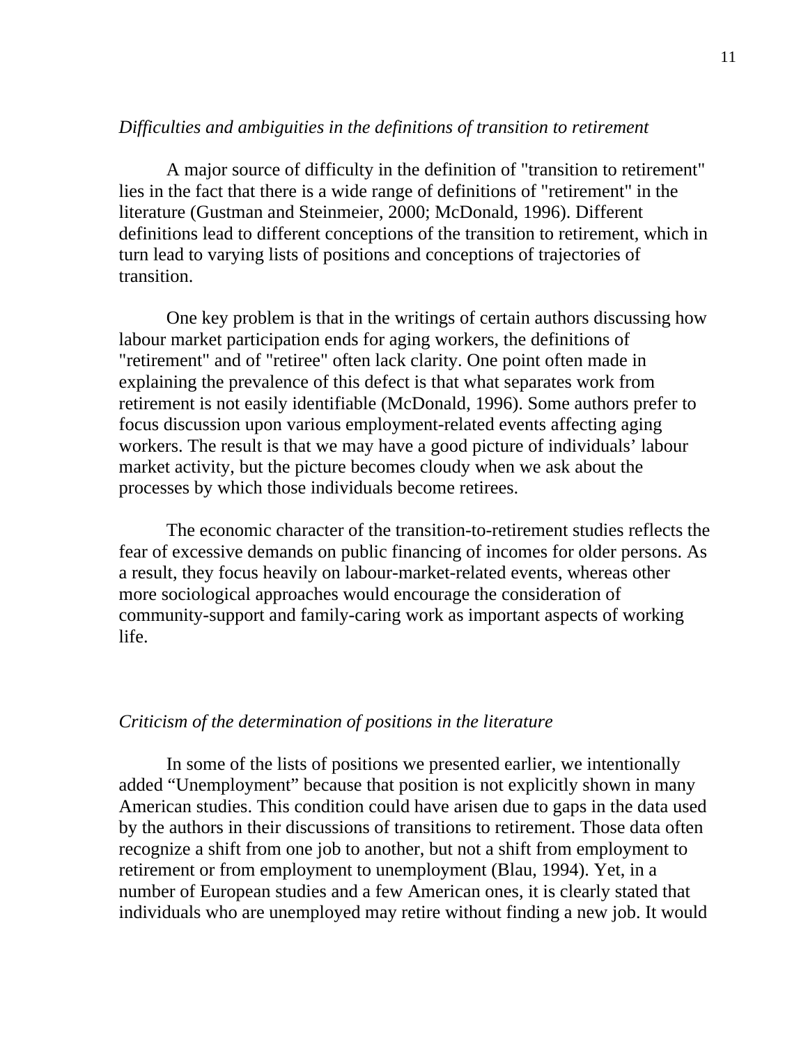*Difficulties and ambiguities in the definitions of transition to retirement*

A major source of difficulty in the definition of "transition to retirement" lies in the fact that there is a wide range of definitions of "retirement" in the literature (Gustman and Steinmeier, 2000; McDonald, 1996). Different definitions lead to different conceptions of the transition to retirement, which in turn lead to varying lists of positions and conceptions of trajectories of transition.

One key problem is that in the writings of certain authors discussing how labour market participation ends for aging workers, the definitions of "retirement" and of "retiree" often lack clarity. One point often made in explaining the prevalence of this defect is that what separates work from retirement is not easily identifiable (McDonald, 1996). Some authors prefer to focus discussion upon various employment-related events affecting aging workers. The result is that we may have a good picture of individuals' labour market activity, but the picture becomes cloudy when we ask about the processes by which those individuals become retirees.

The economic character of the transition-to-retirement studies reflects the fear of excessive demands on public financing of incomes for older persons. As a result, they focus heavily on labour-market-related events, whereas other more sociological approaches would encourage the consideration of community-support and family-caring work as important aspects of working life.

*Criticism of the determination of positions in the literature*

In some of the lists of positions we presented earlier, we intentionally added "Unemployment" because that position is not explicitly shown in many American studies. This condition could have arisen due to gaps in the data used by the authors in their discussions of transitions to retirement. Those data often recognize a shift from one job to another, but not a shift from employment to retirement or from employment to unemployment (Blau, 1994). Yet, in a number of European studies and a few American ones, it is clearly stated that individuals who are unemployed may retire without finding a new job. It would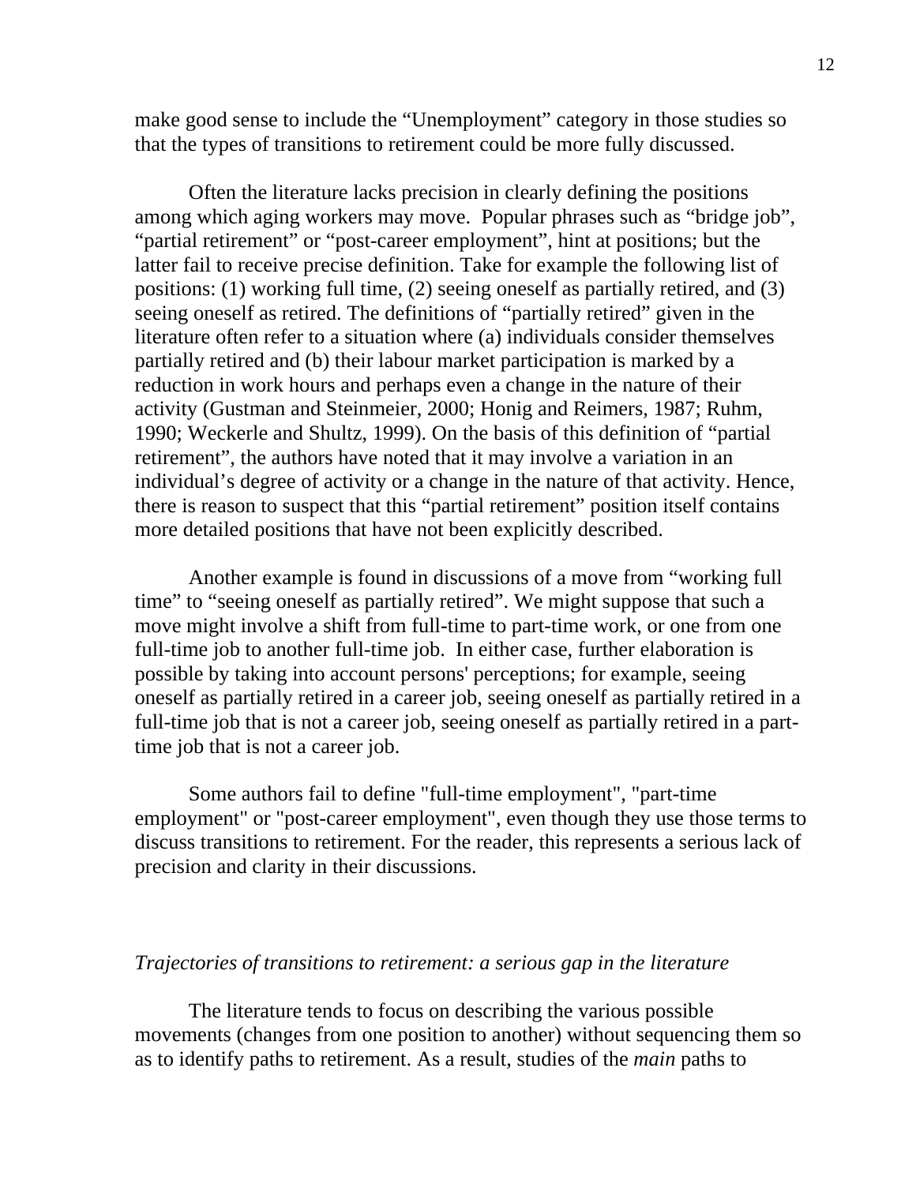make good sense to include the “Unemployment” category in those studies so that the types of transitions to retirement could be more fully discussed.

Often the literature lacks precision in clearly defining the positions among which aging workers may move. Popular phrases such as “bridge job”, “partial retirement” or “post-career employment”, hint at positions; but the latter fail to receive precise definition. Take for example the following list of positions: (1) working full time, (2) seeing oneself as partially retired, and (3) seeing oneself as retired. The definitions of “partially retired” given in the literature often refer to a situation where (a) individuals consider themselves partially retired and (b) their labour market participation is marked by a reduction in work hours and perhaps even a change in the nature of their activity (Gustman and Steinmeier, 2000; Honig and Reimers, 1987; Ruhm, 1990; Weckerle and Shultz, 1999). On the basis of this definition of “partial retirement”, the authors have noted that it may involve a variation in an individual’s degree of activity or a change in the nature of that activity. Hence, there is reason to suspect that this “partial retirement” position itself contains more detailed positions that have not been explicitly described.

Another example is found in discussions of a move from “working full time” to “seeing oneself as partially retired”. We might suppose that such a move might involve a shift from full-time to part-time work, or one from one full-time job to another full-time job. In either case, further elaboration is possible by taking into account persons' perceptions; for example, seeing oneself as partially retired in a career job, seeing oneself as partially retired in a full-time job that is not a career job, seeing oneself as partially retired in a part-time job that is not a career job.

Some authors fail to define "full-time employment", "part-time employment" or "post-career employment", even though they use those terms to discuss transitions to retirement. For the reader, this represents a serious lack of precision and clarity in their discussions.

*Trajectories of transitions to retirement: a serious gap in the literature*

The literature tends to focus on describing the various possible movements (changes from one position to another) without sequencing them so as to identify paths to retirement. As a result, studies of the *main* paths to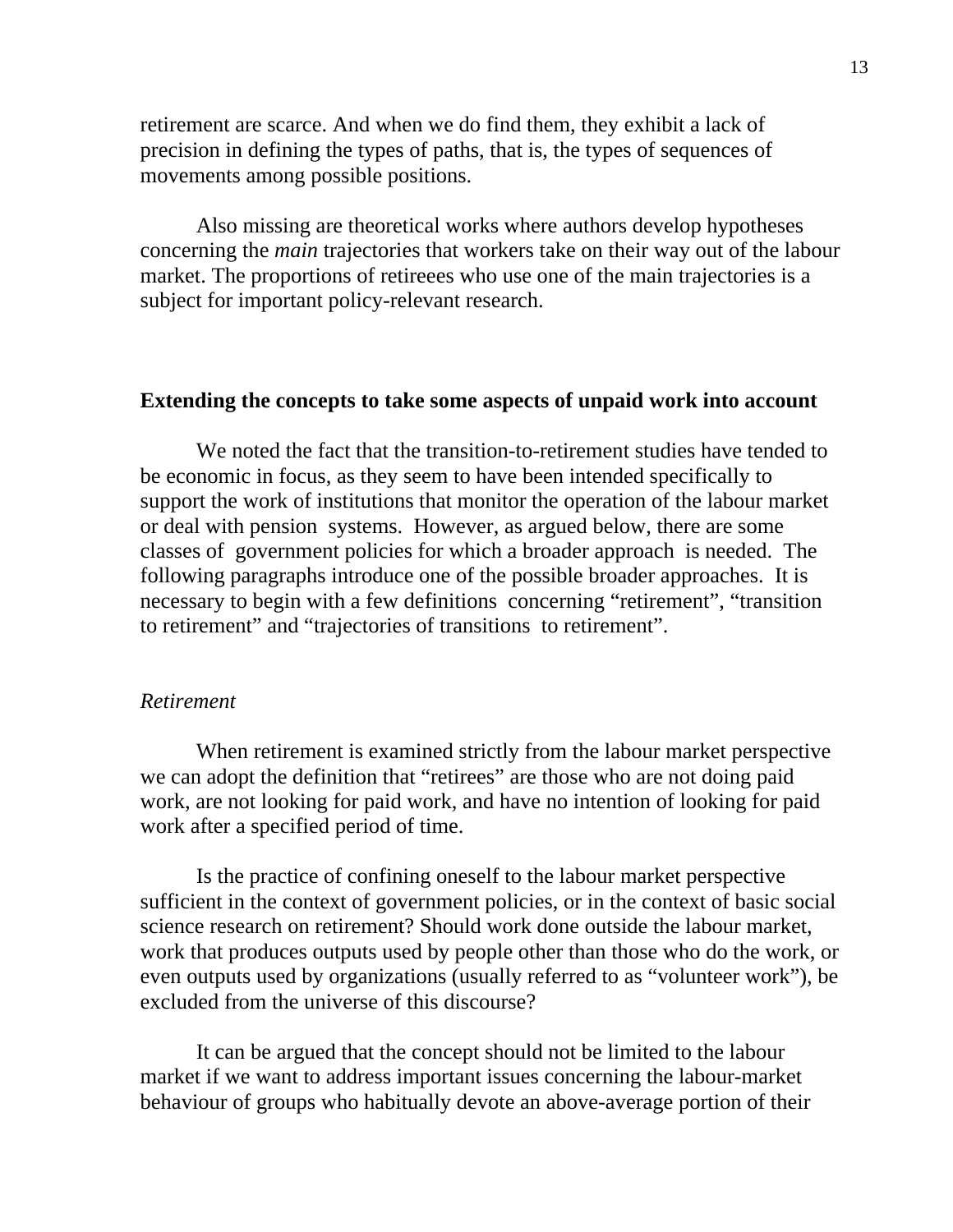retirement are scarce. And when we do find them, they exhibit a lack of precision in defining the types of paths, that is, the types of sequences of movements among possible positions.

Also missing are theoretical works where authors develop hypotheses concerning the *main* trajectories that workers take on their way out of the labour market. The proportions of retireees who use one of the main trajectories is a subject for important policy-relevant research.

## Extending the concepts to take some aspects of unpaid work into account

We noted the fact that the transition-to-retirement studies have tended to be economic in focus, as they seem to have been intended specifically to support the work of institutions that monitor the operation of the labour market or deal with pension systems. However, as argued below, there are some classes of government policies for which a broader approach is needed. The following paragraphs introduce one of the possible broader approaches. It is necessary to begin with a few definitions concerning "retirement", "transition to retirement" and "trajectories of transitions to retirement".

### *Retirement*

When retirement is examined strictly from the labour market perspective we can adopt the definition that "retirees" are those who are not doing paid work, are not looking for paid work, and have no intention of looking for paid work after a specified period of time.

Is the practice of confining oneself to the labour market perspective sufficient in the context of government policies, or in the context of basic social science research on retirement? Should work done outside the labour market, work that produces outputs used by people other than those who do the work, or even outputs used by organizations (usually referred to as "volunteer work"), be excluded from the universe of this discourse?

It can be argued that the concept should not be limited to the labour market if we want to address important issues concerning the labour-market behaviour of groups who habitually devote an above-average portion of their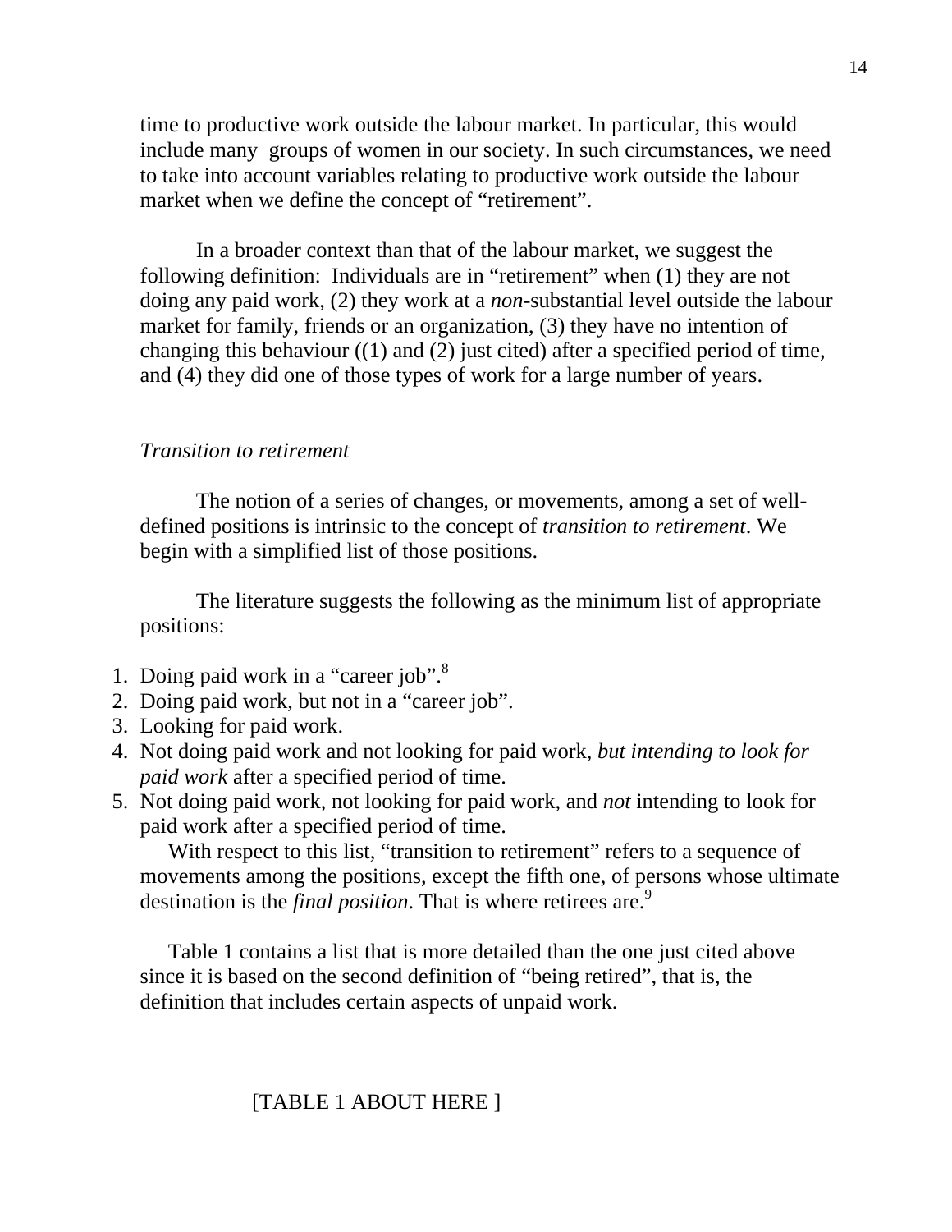time to productive work outside the labour market. In particular, this would include many  groups of women in our society. In such circumstances, we need to take into account variables relating to productive work outside the labour market when we define the concept of "retirement".

In a broader context than that of the labour market, we suggest the following definition:  Individuals are in "retirement" when (1) they are not doing any paid work, (2) they work at a *non*-substantial level outside the labour market for family, friends or an organization, (3) they have no intention of changing this behaviour ((1) and (2) just cited) after a specified period of time, and (4) they did one of those types of work for a large number of years.

*Transition to retirement*

The notion of a series of changes, or movements, among a set of well-defined positions is intrinsic to the concept of *transition to retirement*. We begin with a simplified list of those positions.

The literature suggests the following as the minimum list of appropriate positions:

1. Doing paid work in a "career job".[8]
2. Doing paid work, but not in a "career job".
3. Looking for paid work.
4. Not doing paid work and not looking for paid work, *but intending to look for paid work* after a specified period of time.
5. Not doing paid work, not looking for paid work, and *not* intending to look for paid work after a specified period of time.

With respect to this list, "transition to retirement" refers to a sequence of movements among the positions, except the fifth one, of persons whose ultimate destination is the *final position*. That is where retirees are.[9]

Table 1 contains a list that is more detailed than the one just cited above since it is based on the second definition of "being retired", that is, the definition that includes certain aspects of unpaid work.

[TABLE 1 ABOUT HERE ]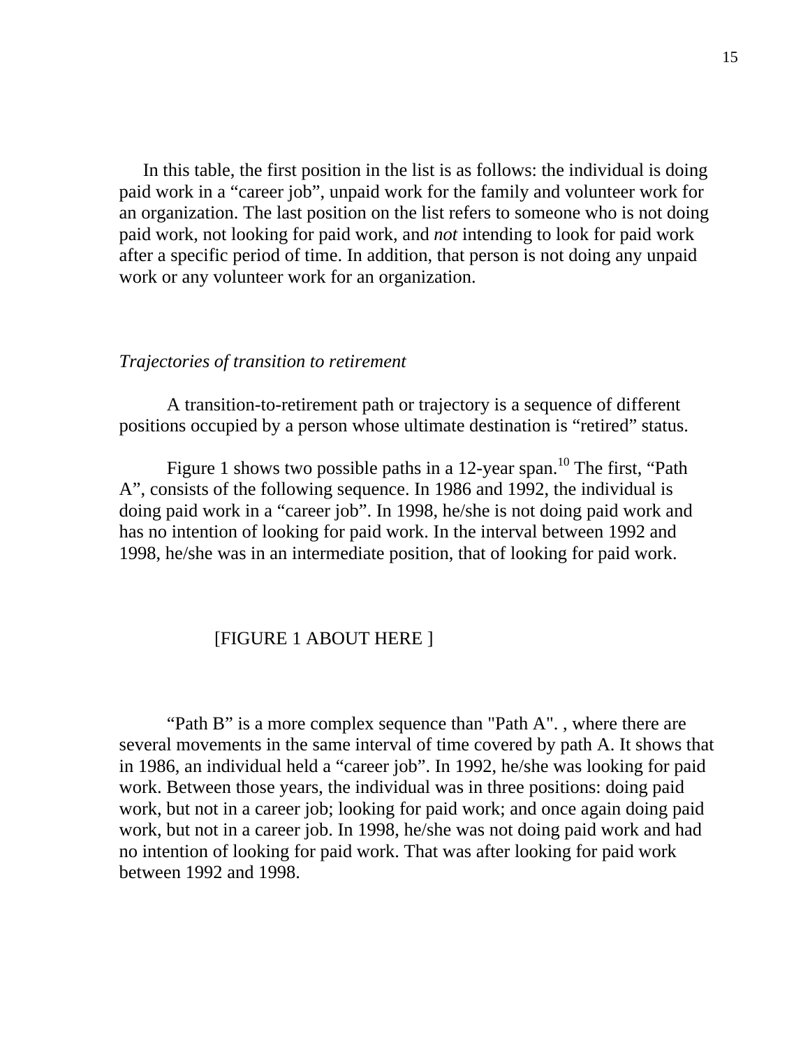In this table, the first position in the list is as follows: the individual is doing paid work in a "career job", unpaid work for the family and volunteer work for an organization. The last position on the list refers to someone who is not doing paid work, not looking for paid work, and *not* intending to look for paid work after a specific period of time. In addition, that person is not doing any unpaid work or any volunteer work for an organization.

*Trajectories of transition to retirement*

A transition-to-retirement path or trajectory is a sequence of different positions occupied by a person whose ultimate destination is "retired" status.

Figure 1 shows two possible paths in a 12-year span.[10] The first, "Path A", consists of the following sequence. In 1986 and 1992, the individual is doing paid work in a "career job". In 1998, he/she is not doing paid work and has no intention of looking for paid work. In the interval between 1992 and 1998, he/she was in an intermediate position, that of looking for paid work.

[FIGURE 1 ABOUT HERE ]

"Path B" is a more complex sequence than "Path A". , where there are several movements in the same interval of time covered by path A. It shows that in 1986, an individual held a "career job". In 1992, he/she was looking for paid work. Between those years, the individual was in three positions: doing paid work, but not in a career job; looking for paid work; and once again doing paid work, but not in a career job. In 1998, he/she was not doing paid work and had no intention of looking for paid work. That was after looking for paid work between 1992 and 1998.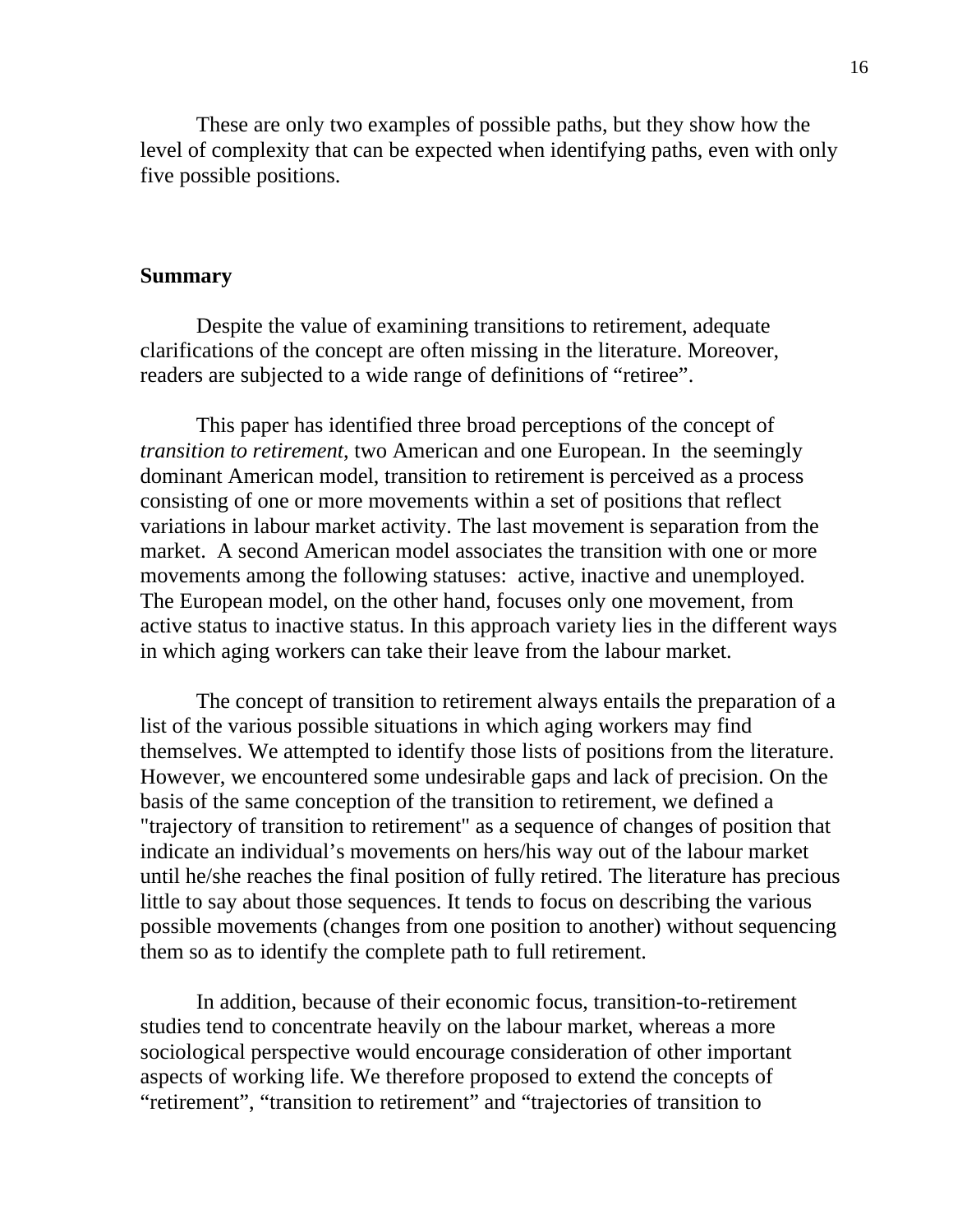These are only two examples of possible paths, but they show how the level of complexity that can be expected when identifying paths, even with only five possible positions.

**Summary**

Despite the value of examining transitions to retirement, adequate clarifications of the concept are often missing in the literature. Moreover, readers are subjected to a wide range of definitions of "retiree".

This paper has identified three broad perceptions of the concept of *transition to retirement*, two American and one European. In the seemingly dominant American model, transition to retirement is perceived as a process consisting of one or more movements within a set of positions that reflect variations in labour market activity. The last movement is separation from the market. A second American model associates the transition with one or more movements among the following statuses: active, inactive and unemployed. The European model, on the other hand, focuses only one movement, from active status to inactive status. In this approach variety lies in the different ways in which aging workers can take their leave from the labour market.

The concept of transition to retirement always entails the preparation of a list of the various possible situations in which aging workers may find themselves. We attempted to identify those lists of positions from the literature. However, we encountered some undesirable gaps and lack of precision. On the basis of the same conception of the transition to retirement, we defined a "trajectory of transition to retirement" as a sequence of changes of position that indicate an individual's movements on hers/his way out of the labour market until he/she reaches the final position of fully retired. The literature has precious little to say about those sequences. It tends to focus on describing the various possible movements (changes from one position to another) without sequencing them so as to identify the complete path to full retirement.

In addition, because of their economic focus, transition-to-retirement studies tend to concentrate heavily on the labour market, whereas a more sociological perspective would encourage consideration of other important aspects of working life. We therefore proposed to extend the concepts of "retirement", "transition to retirement" and "trajectories of transition to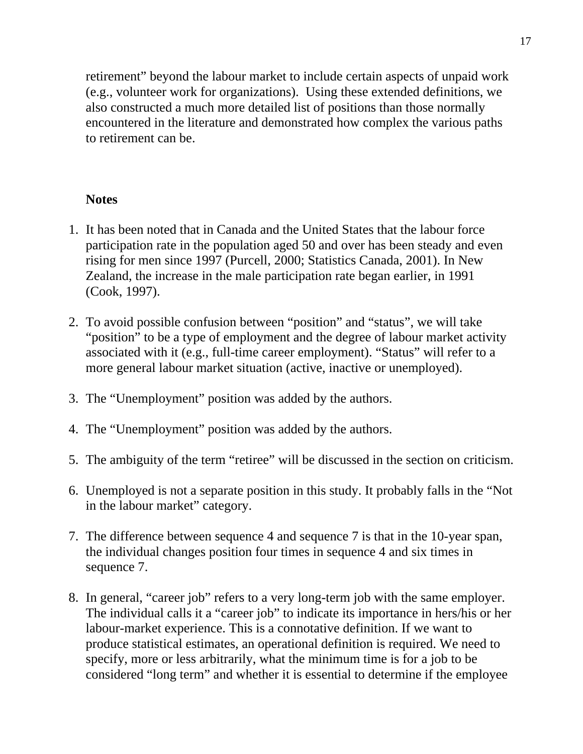retirement" beyond the labour market to include certain aspects of unpaid work (e.g., volunteer work for organizations). Using these extended definitions, we also constructed a much more detailed list of positions than those normally encountered in the literature and demonstrated how complex the various paths to retirement can be.

**Notes**

1. It has been noted that in Canada and the United States that the labour force participation rate in the population aged 50 and over has been steady and even rising for men since 1997 (Purcell, 2000; Statistics Canada, 2001). In New Zealand, the increase in the male participation rate began earlier, in 1991 (Cook, 1997).

2. To avoid possible confusion between "position" and "status", we will take "position" to be a type of employment and the degree of labour market activity associated with it (e.g., full-time career employment). "Status" will refer to a more general labour market situation (active, inactive or unemployed).

3. The "Unemployment" position was added by the authors.

4. The "Unemployment" position was added by the authors.

5. The ambiguity of the term "retiree" will be discussed in the section on criticism.

6. Unemployed is not a separate position in this study. It probably falls in the "Not in the labour market" category.

7. The difference between sequence 4 and sequence 7 is that in the 10-year span, the individual changes position four times in sequence 4 and six times in sequence 7.

8. In general, "career job" refers to a very long-term job with the same employer. The individual calls it a "career job" to indicate its importance in hers/his or her labour-market experience. This is a connotative definition. If we want to produce statistical estimates, an operational definition is required. We need to specify, more or less arbitrarily, what the minimum time is for a job to be considered "long term" and whether it is essential to determine if the employee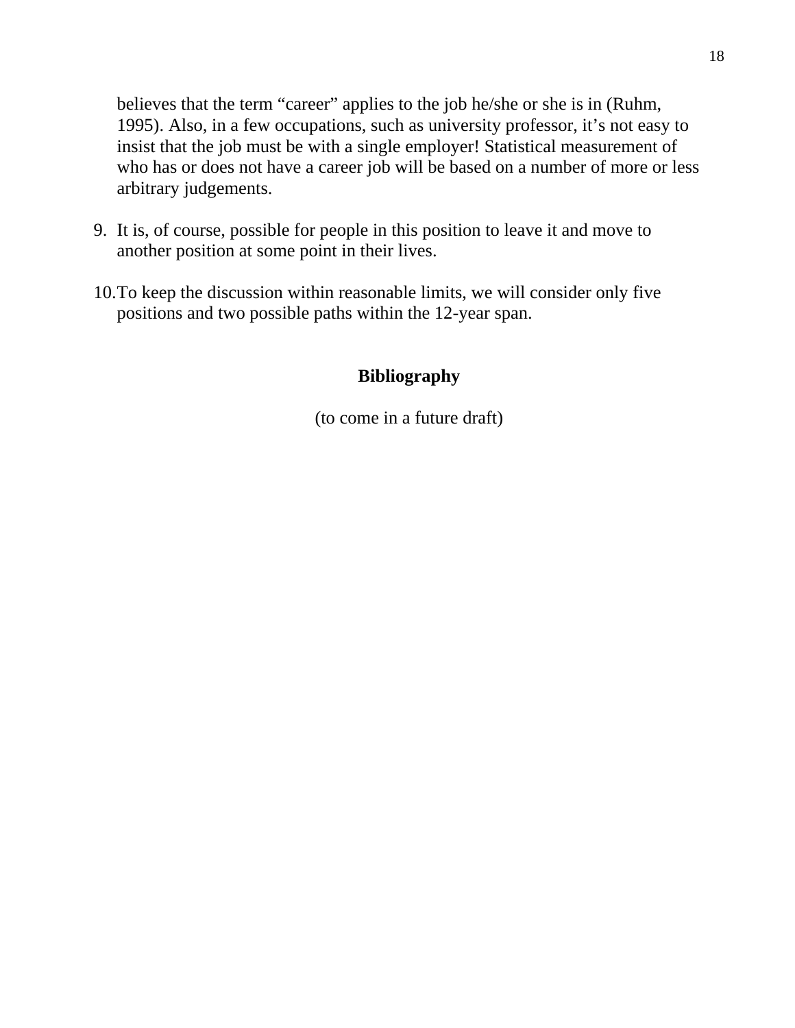believes that the term "career" applies to the job he/she or she is in (Ruhm, 1995). Also, in a few occupations, such as university professor, it's not easy to insist that the job must be with a single employer! Statistical measurement of who has or does not have a career job will be based on a number of more or less arbitrary judgements.

9. It is, of course, possible for people in this position to leave it and move to another position at some point in their lives.

10. To keep the discussion within reasonable limits, we will consider only five positions and two possible paths within the 12-year span.

## Bibliography

(to come in a future draft)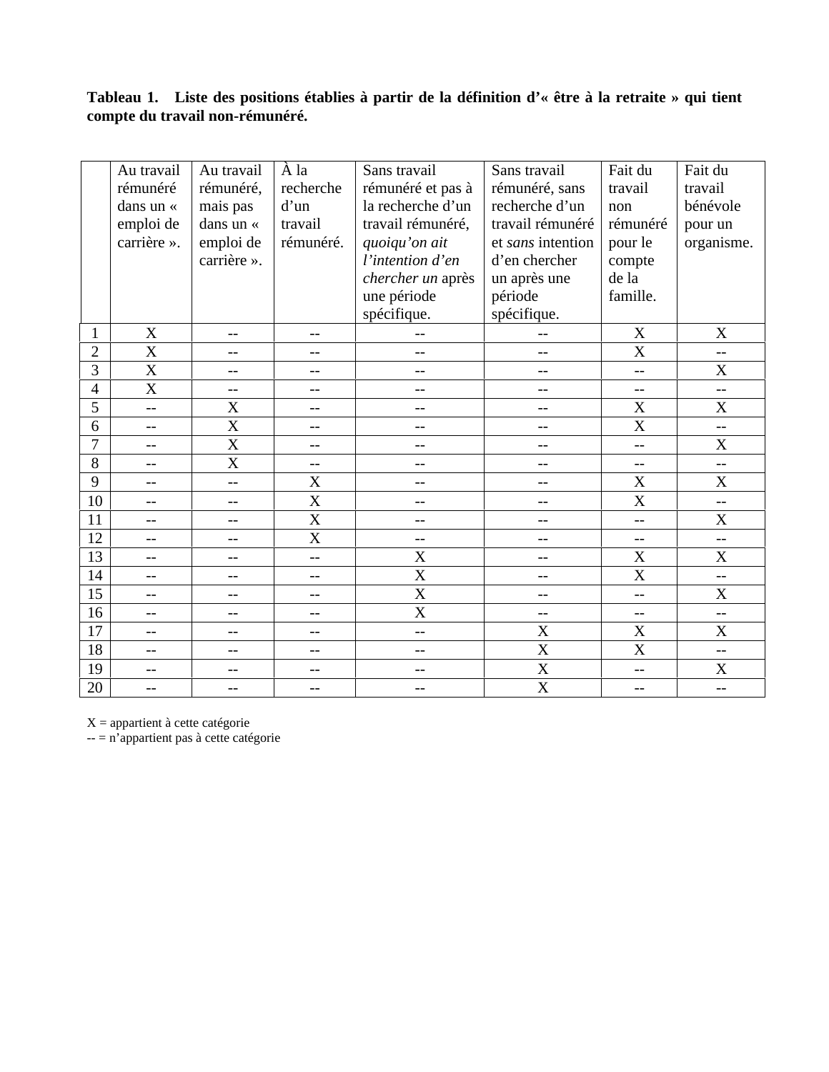**Tableau 1. Liste des positions établies à partir de la définition d'« être à la retraite » qui tient compte du travail non-rémunéré.**

| | Au travail rémunéré dans un « emploi de carrière ». | Au travail rémunéré, mais pas dans un « emploi de carrière ». | À la recherche d'un travail rémunéré. | Sans travail rémunéré et pas à la recherche d'un travail rémunéré, *quoiqu'on ait l'intention d'en chercher un* après une période spécifique. | Sans travail rémunéré, sans recherche d'un travail rémunéré et *sans* intention d'en chercher un après une période spécifique. | Fait du travail non rémunéré pour le compte de la famille. | Fait du travail bénévole pour un organisme. |
|---|---|---|---|---|---|---|---|
| 1 | X | -- | -- | -- | -- | X | X |
| 2 | X | -- | -- | -- | -- | X | -- |
| 3 | X | -- | -- | -- | -- | -- | X |
| 4 | X | -- | -- | -- | -- | -- | -- |
| 5 | -- | X | -- | -- | -- | X | X |
| 6 | -- | X | -- | -- | -- | X | -- |
| 7 | -- | X | -- | -- | -- | -- | X |
| 8 | -- | X | -- | -- | -- | -- | -- |
| 9 | -- | -- | X | -- | -- | X | X |
| 10 | -- | -- | X | -- | -- | X | -- |
| 11 | -- | -- | X | -- | -- | -- | X |
| 12 | -- | -- | X | -- | -- | -- | -- |
| 13 | -- | -- | -- | X | -- | X | X |
| 14 | -- | -- | -- | X | -- | X | -- |
| 15 | -- | -- | -- | X | -- | -- | X |
| 16 | -- | -- | -- | X | -- | -- | -- |
| 17 | -- | -- | -- | -- | X | X | X |
| 18 | -- | -- | -- | -- | X | X | -- |
| 19 | -- | -- | -- | -- | X | -- | X |
| 20 | -- | -- | -- | -- | X | -- | -- |

X = appartient à cette catégorie
-- = n'appartient pas à cette catégorie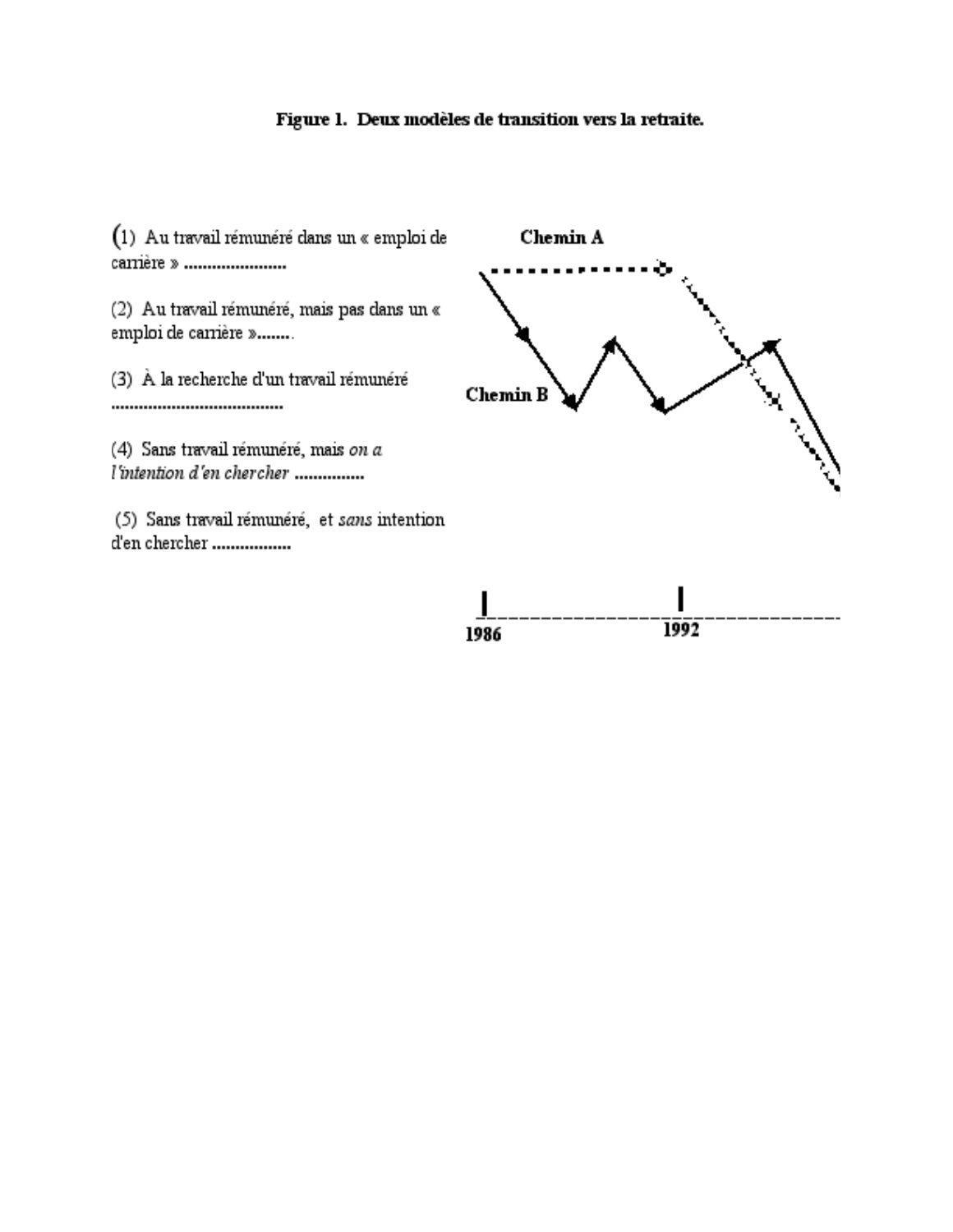**Figure 1. Deux modèles de transition vers la retraite.**

(1) Au travail rémunéré dans un « emploi de carrière » ......................

(2) Au travail rémunéré, mais pas dans un « emploi de carrière »........

(3) À la recherche d'un travail rémunéré .....................................

(4) Sans travail rémunéré, mais *on a l'intention d'en chercher* ...............

(5) Sans travail rémunéré, et *sans* intention d'en chercher .................

Chemin A

Chemin B

1986

1992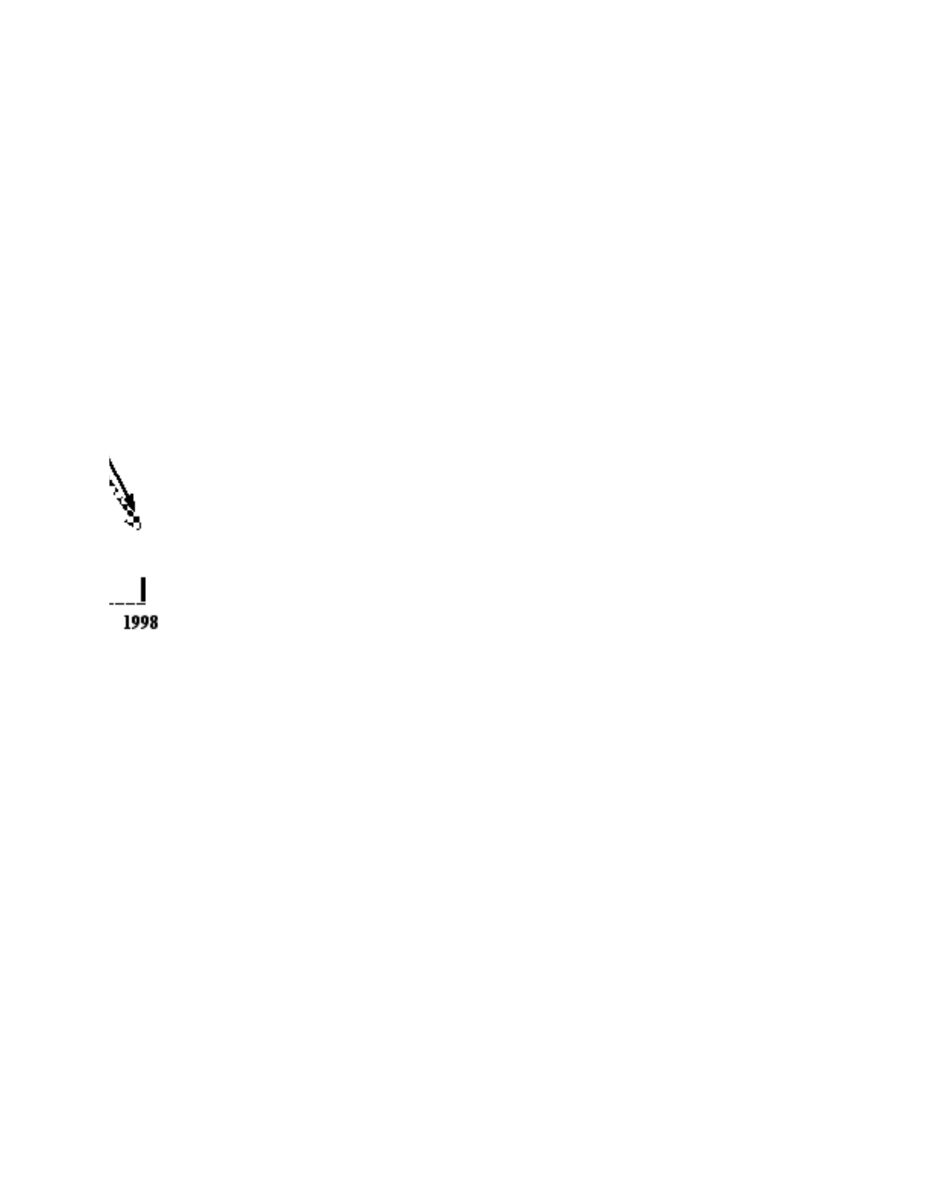1998